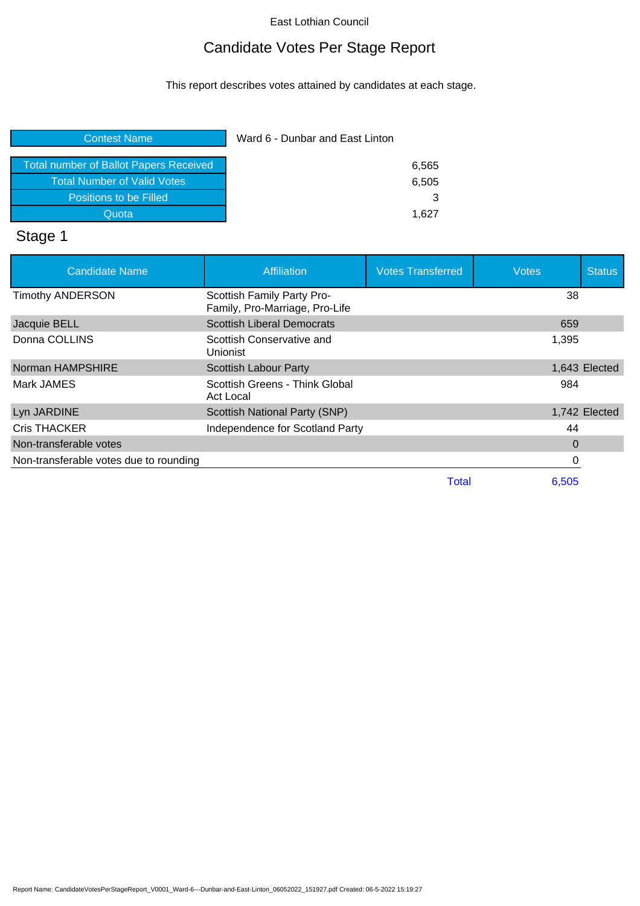East Lothian Council

# Candidate Votes Per Stage Report

This report describes votes attained by candidates at each stage.

| Contest Name | Ward 6 - Dunbar and East Linton |
|---|---|
| Total number of Ballot Papers Received | 6,565 |
| Total Number of Valid Votes | 6,505 |
| Positions to be Filled | 3 |
| Quota | 1,627 |

## Stage 1

| Candidate Name | Affiliation | Votes Transferred | Votes | Status |
|---|---|---|---|---|
| Timothy ANDERSON | Scottish Family Party Pro-Family, Pro-Marriage, Pro-Life | | 38 | |
| Jacquie BELL | Scottish Liberal Democrats | | 659 | |
| Donna COLLINS | Scottish Conservative and Unionist | | 1,395 | |
| Norman HAMPSHIRE | Scottish Labour Party | | 1,643 | Elected |
| Mark JAMES | Scottish Greens - Think Global Act Local | | 984 | |
| Lyn JARDINE | Scottish National Party (SNP) | | 1,742 | Elected |
| Cris THACKER | Independence for Scotland Party | | 44 | |
| Non-transferable votes | | | 0 | |
| Non-transferable votes due to rounding | | | 0 | |
| | | Total | 6,505 | |

Report Name: CandidateVotesPerStageReport_V0001_Ward-6---Dunbar-and-East-Linton_06052022_151927.pdf Created: 06-5-2022 15:19:27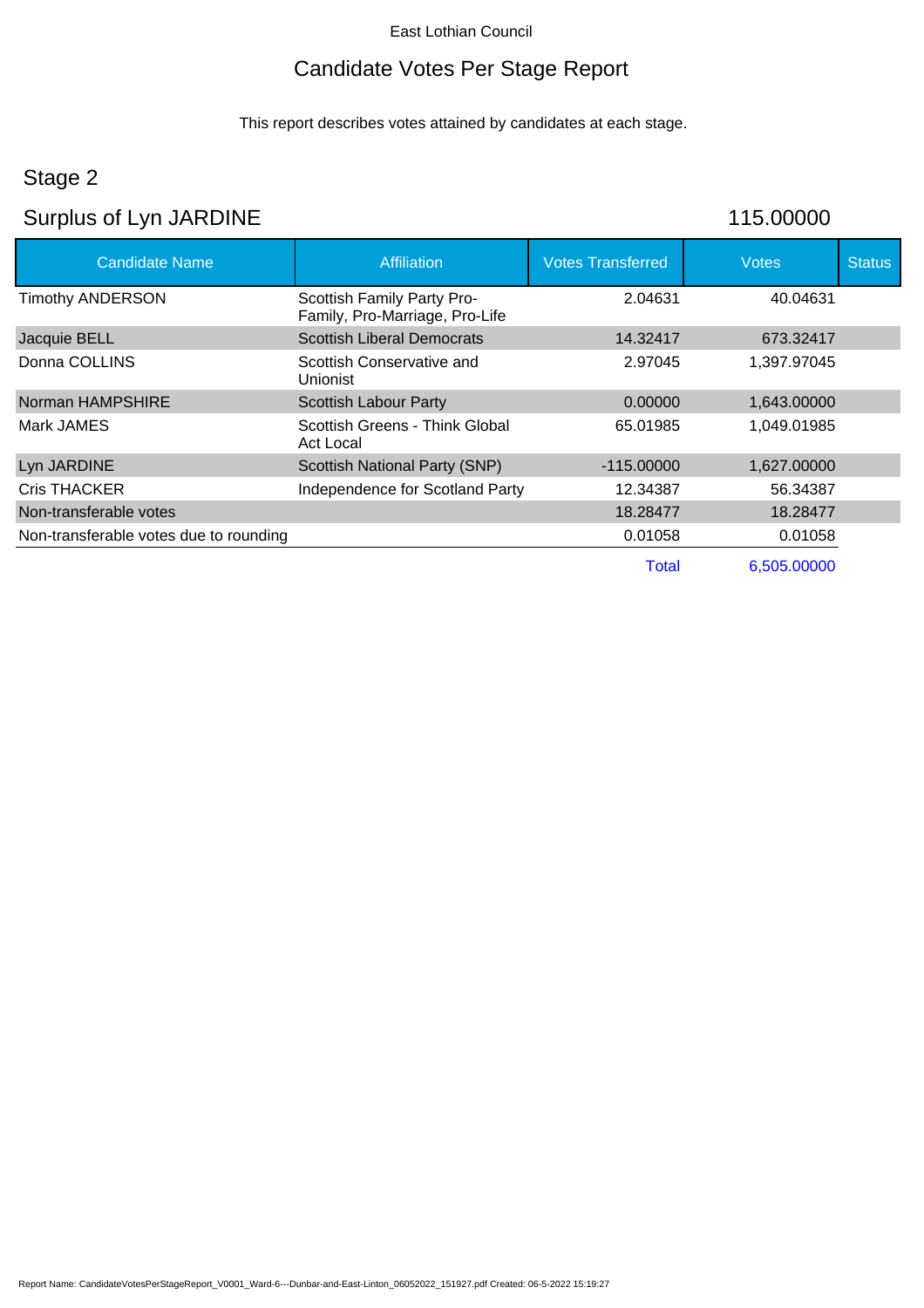East Lothian Council

# Candidate Votes Per Stage Report

This report describes votes attained by candidates at each stage.

## Stage 2

## Surplus of Lyn JARDINE 115.00000

| Candidate Name | Affiliation | Votes Transferred | Votes | Status |
|---|---|---|---|---|
| Timothy ANDERSON | Scottish Family Party Pro-Family, Pro-Marriage, Pro-Life | 2.04631 | 40.04631 | |
| Jacquie BELL | Scottish Liberal Democrats | 14.32417 | 673.32417 | |
| Donna COLLINS | Scottish Conservative and Unionist | 2.97045 | 1,397.97045 | |
| Norman HAMPSHIRE | Scottish Labour Party | 0.00000 | 1,643.00000 | |
| Mark JAMES | Scottish Greens - Think Global Act Local | 65.01985 | 1,049.01985 | |
| Lyn JARDINE | Scottish National Party (SNP) | -115.00000 | 1,627.00000 | |
| Cris THACKER | Independence for Scotland Party | 12.34387 | 56.34387 | |
| Non-transferable votes | | 18.28477 | 18.28477 | |
| Non-transferable votes due to rounding | | 0.01058 | 0.01058 | |
| | | Total | 6,505.00000 | |

Report Name: CandidateVotesPerStageReport_V0001_Ward-6---Dunbar-and-East-Linton_06052022_151927.pdf Created: 06-5-2022 15:19:27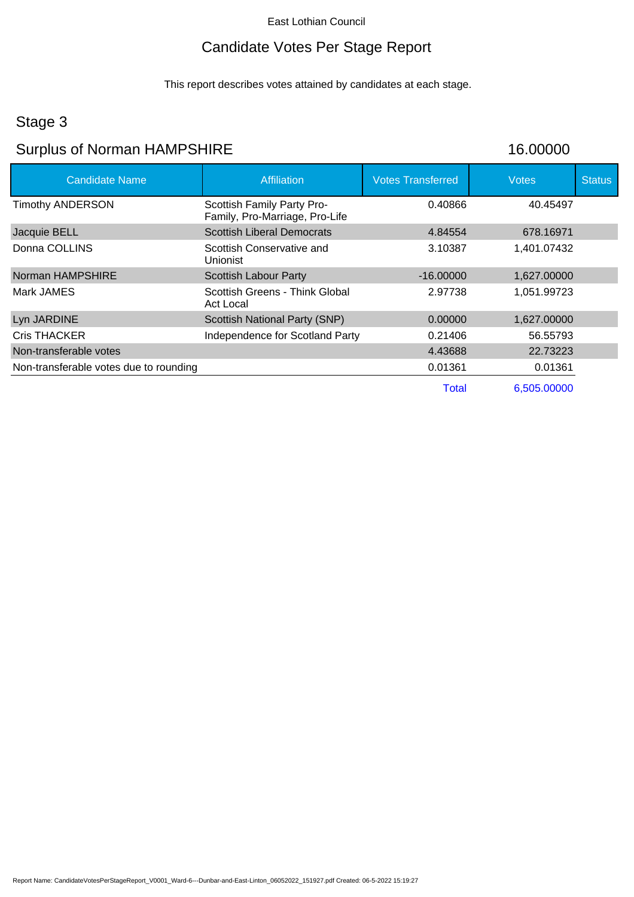East Lothian Council

# Candidate Votes Per Stage Report

This report describes votes attained by candidates at each stage.

## Stage 3

## Surplus of Norman HAMPSHIRE 16.00000

| Candidate Name | Affiliation | Votes Transferred | Votes | Status |
|---|---|---|---|---|
| Timothy ANDERSON | Scottish Family Party Pro-Family, Pro-Marriage, Pro-Life | 0.40866 | 40.45497 | |
| Jacquie BELL | Scottish Liberal Democrats | 4.84554 | 678.16971 | |
| Donna COLLINS | Scottish Conservative and Unionist | 3.10387 | 1,401.07432 | |
| Norman HAMPSHIRE | Scottish Labour Party | -16.00000 | 1,627.00000 | |
| Mark JAMES | Scottish Greens - Think Global Act Local | 2.97738 | 1,051.99723 | |
| Lyn JARDINE | Scottish National Party (SNP) | 0.00000 | 1,627.00000 | |
| Cris THACKER | Independence for Scotland Party | 0.21406 | 56.55793 | |
| Non-transferable votes | | 4.43688 | 22.73223 | |
| Non-transferable votes due to rounding | | 0.01361 | 0.01361 | |
| | | Total | 6,505.00000 | |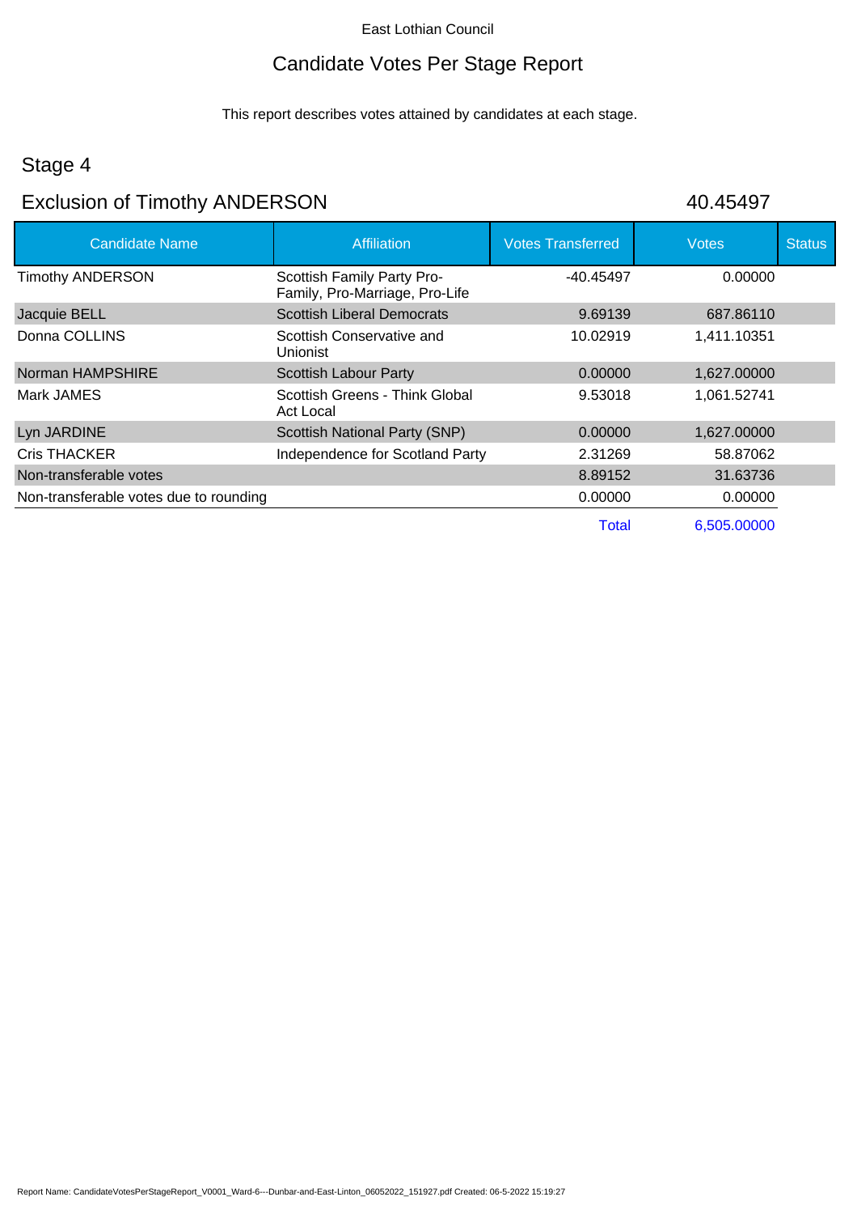East Lothian Council

# Candidate Votes Per Stage Report

This report describes votes attained by candidates at each stage.

## Stage 4

## Exclusion of Timothy ANDERSON 40.45497

| Candidate Name | Affiliation | Votes Transferred | Votes | Status |
|---|---|---|---|---|
| Timothy ANDERSON | Scottish Family Party Pro-Family, Pro-Marriage, Pro-Life | -40.45497 | 0.00000 | |
| Jacquie BELL | Scottish Liberal Democrats | 9.69139 | 687.86110 | |
| Donna COLLINS | Scottish Conservative and Unionist | 10.02919 | 1,411.10351 | |
| Norman HAMPSHIRE | Scottish Labour Party | 0.00000 | 1,627.00000 | |
| Mark JAMES | Scottish Greens - Think Global Act Local | 9.53018 | 1,061.52741 | |
| Lyn JARDINE | Scottish National Party (SNP) | 0.00000 | 1,627.00000 | |
| Cris THACKER | Independence for Scotland Party | 2.31269 | 58.87062 | |
| Non-transferable votes | | 8.89152 | 31.63736 | |
| Non-transferable votes due to rounding | | 0.00000 | 0.00000 | |
| | | Total | 6,505.00000 | |

Report Name: CandidateVotesPerStageReport_V0001_Ward-6---Dunbar-and-East-Linton_06052022_151927.pdf Created: 06-5-2022 15:19:27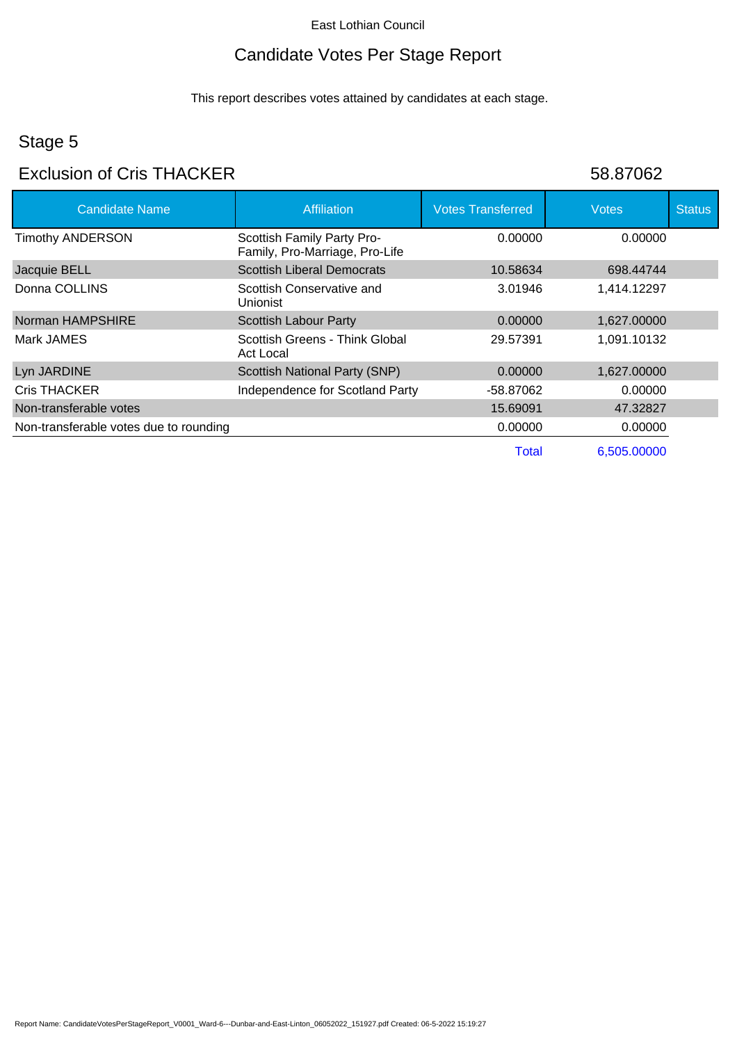East Lothian Council

# Candidate Votes Per Stage Report

This report describes votes attained by candidates at each stage.

## Stage 5

## Exclusion of Cris THACKER 58.87062

| Candidate Name | Affiliation | Votes Transferred | Votes | Status |
|---|---|---|---|---|
| Timothy ANDERSON | Scottish Family Party Pro-Family, Pro-Marriage, Pro-Life | 0.00000 | 0.00000 | |
| Jacquie BELL | Scottish Liberal Democrats | 10.58634 | 698.44744 | |
| Donna COLLINS | Scottish Conservative and Unionist | 3.01946 | 1,414.12297 | |
| Norman HAMPSHIRE | Scottish Labour Party | 0.00000 | 1,627.00000 | |
| Mark JAMES | Scottish Greens - Think Global Act Local | 29.57391 | 1,091.10132 | |
| Lyn JARDINE | Scottish National Party (SNP) | 0.00000 | 1,627.00000 | |
| Cris THACKER | Independence for Scotland Party | -58.87062 | 0.00000 | |
| Non-transferable votes | | 15.69091 | 47.32827 | |
| Non-transferable votes due to rounding | | 0.00000 | 0.00000 | |
| | | Total | 6,505.00000 | |

Report Name: CandidateVotesPerStageReport_V0001_Ward-6---Dunbar-and-East-Linton_06052022_151927.pdf Created: 06-5-2022 15:19:27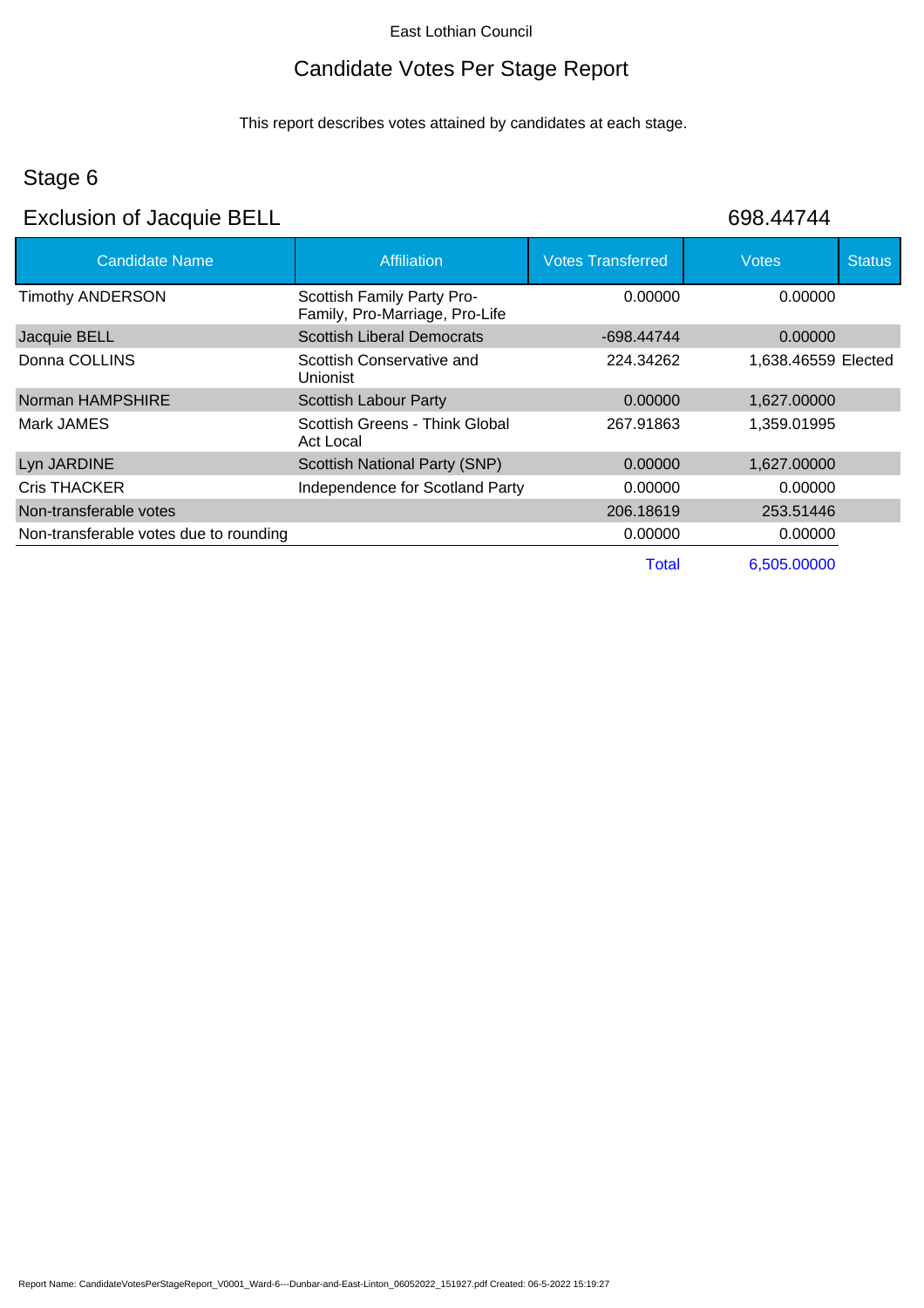East Lothian Council

# Candidate Votes Per Stage Report

This report describes votes attained by candidates at each stage.

## Stage 6

## Exclusion of Jacquie BELL

698.44744

| Candidate Name | Affiliation | Votes Transferred | Votes | Status |
|---|---|---|---|---|
| Timothy ANDERSON | Scottish Family Party Pro-Family, Pro-Marriage, Pro-Life | 0.00000 | 0.00000 | |
| Jacquie BELL | Scottish Liberal Democrats | -698.44744 | 0.00000 | |
| Donna COLLINS | Scottish Conservative and Unionist | 224.34262 | 1,638.46559 | Elected |
| Norman HAMPSHIRE | Scottish Labour Party | 0.00000 | 1,627.00000 | |
| Mark JAMES | Scottish Greens - Think Global Act Local | 267.91863 | 1,359.01995 | |
| Lyn JARDINE | Scottish National Party (SNP) | 0.00000 | 1,627.00000 | |
| Cris THACKER | Independence for Scotland Party | 0.00000 | 0.00000 | |
| Non-transferable votes | | 206.18619 | 253.51446 | |
| Non-transferable votes due to rounding | | 0.00000 | 0.00000 | |
| | | Total | 6,505.00000 | |

Report Name: CandidateVotesPerStageReport_V0001_Ward-6---Dunbar-and-East-Linton_06052022_151927.pdf Created: 06-5-2022 15:19:27